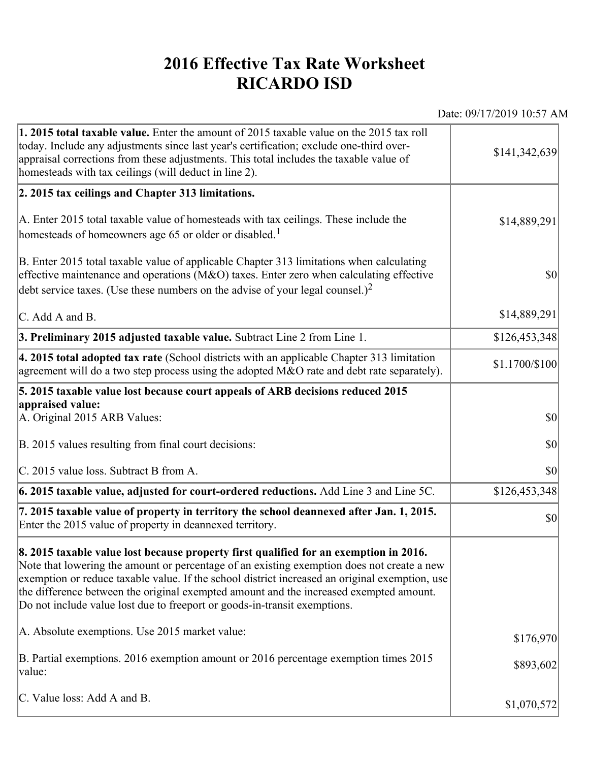# 2016 Effective Tax Rate Worksheet
# RICARDO ISD

Date: 09/17/2019 10:57 AM

| | |
|---|---|
| **1. 2015 total taxable value.** Enter the amount of 2015 taxable value on the 2015 tax roll today. Include any adjustments since last year's certification; exclude one-third over-appraisal corrections from these adjustments. This total includes the taxable value of homesteads with tax ceilings (will deduct in line 2). | $141,342,639 |
| **2. 2015 tax ceilings and Chapter 313 limitations.** | |
| A. Enter 2015 total taxable value of homesteads with tax ceilings. These include the homesteads of homeowners age 65 or older or disabled.[1] | $14,889,291 |
| B. Enter 2015 total taxable value of applicable Chapter 313 limitations when calculating effective maintenance and operations (M&O) taxes. Enter zero when calculating effective debt service taxes. (Use these numbers on the advise of your legal counsel.)[2] | $0 |
| C. Add A and B. | $14,889,291 |
| **3. Preliminary 2015 adjusted taxable value.** Subtract Line 2 from Line 1. | $126,453,348 |
| **4. 2015 total adopted tax rate** (School districts with an applicable Chapter 313 limitation agreement will do a two step process using the adopted M&O rate and debt rate separately). | $1.1700/$100 |
| **5. 2015 taxable value lost because court appeals of ARB decisions reduced 2015 appraised value:** | |
| A. Original 2015 ARB Values: | $0 |
| B. 2015 values resulting from final court decisions: | $0 |
| C. 2015 value loss. Subtract B from A. | $0 |
| **6. 2015 taxable value, adjusted for court-ordered reductions.** Add Line 3 and Line 5C. | $126,453,348 |
| **7. 2015 taxable value of property in territory the school deannexed after Jan. 1, 2015.** Enter the 2015 value of property in deannexed territory. | $0 |
| **8. 2015 taxable value lost because property first qualified for an exemption in 2016.** Note that lowering the amount or percentage of an existing exemption does not create a new exemption or reduce taxable value. If the school district increased an original exemption, use the difference between the original exempted amount and the increased exempted amount. Do not include value lost due to freeport or goods-in-transit exemptions. | |
| A. Absolute exemptions. Use 2015 market value: | $176,970 |
| B. Partial exemptions. 2016 exemption amount or 2016 percentage exemption times 2015 value: | $893,602 |
| C. Value loss: Add A and B. | $1,070,572 |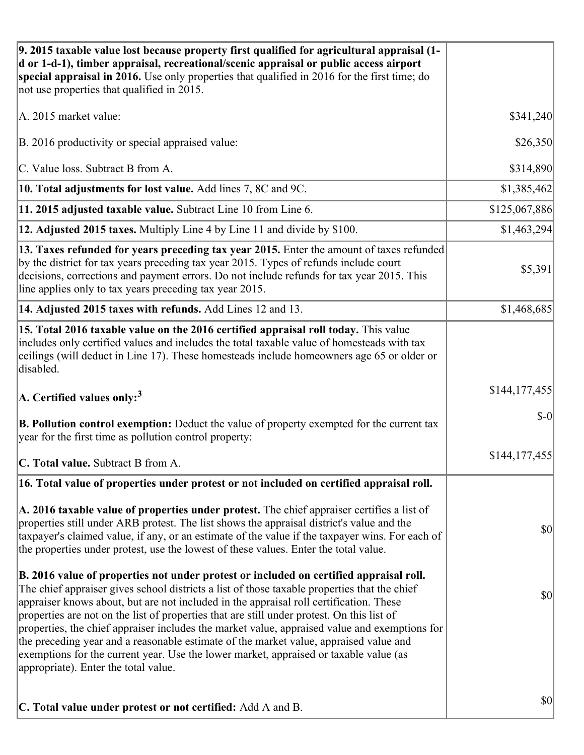| | |
|---|---|
| **9. 2015 taxable value lost because property first qualified for agricultural appraisal (1-d or 1-d-1), timber appraisal, recreational/scenic appraisal or public access airport special appraisal in 2016.** Use only properties that qualified in 2016 for the first time; do not use properties that qualified in 2015.<br><br>A. 2015 market value:<br><br>B. 2016 productivity or special appraised value:<br><br>C. Value loss. Subtract B from A. | <br><br><br><br>$341,240<br><br>$26,350<br><br>$314,890 |
| **10. Total adjustments for lost value.** Add lines 7, 8C and 9C. | $1,385,462 |
| **11. 2015 adjusted taxable value.** Subtract Line 10 from Line 6. | $125,067,886 |
| **12. Adjusted 2015 taxes.** Multiply Line 4 by Line 11 and divide by $100. | $1,463,294 |
| **13. Taxes refunded for years preceding tax year 2015.** Enter the amount of taxes refunded by the district for tax years preceding tax year 2015. Types of refunds include court decisions, corrections and payment errors. Do not include refunds for tax year 2015. This line applies only to tax years preceding tax year 2015. | $5,391 |
| **14. Adjusted 2015 taxes with refunds.** Add Lines 12 and 13. | $1,468,685 |
| **15. Total 2016 taxable value on the 2016 certified appraisal roll today.** This value includes only certified values and includes the total taxable value of homesteads with tax ceilings (will deduct in Line 17). These homesteads include homeowners age 65 or older or disabled.<br><br>**A. Certified values only:**[3]<br><br>**B. Pollution control exemption:** Deduct the value of property exempted for the current tax year for the first time as pollution control property:<br><br>**C. Total value.** Subtract B from A. | <br><br><br><br>$144,177,455<br><br>$-0<br><br>$144,177,455 |
| **16. Total value of properties under protest or not included on certified appraisal roll.**<br><br>**A. 2016 taxable value of properties under protest.** The chief appraiser certifies a list of properties still under ARB protest. The list shows the appraisal district's value and the taxpayer's claimed value, if any, or an estimate of the value if the taxpayer wins. For each of the properties under protest, use the lowest of these values. Enter the total value.<br><br>**B. 2016 value of properties not under protest or included on certified appraisal roll.** The chief appraiser gives school districts a list of those taxable properties that the chief appraiser knows about, but are not included in the appraisal roll certification. These properties are not on the list of properties that are still under protest. On this list of properties, the chief appraiser includes the market value, appraised value and exemptions for the preceding year and a reasonable estimate of the market value, appraised value and exemptions for the current year. Use the lower market, appraised or taxable value (as appropriate). Enter the total value.<br><br>**C. Total value under protest or not certified:** Add A and B. | <br><br>$0<br><br>$0<br><br>$0 |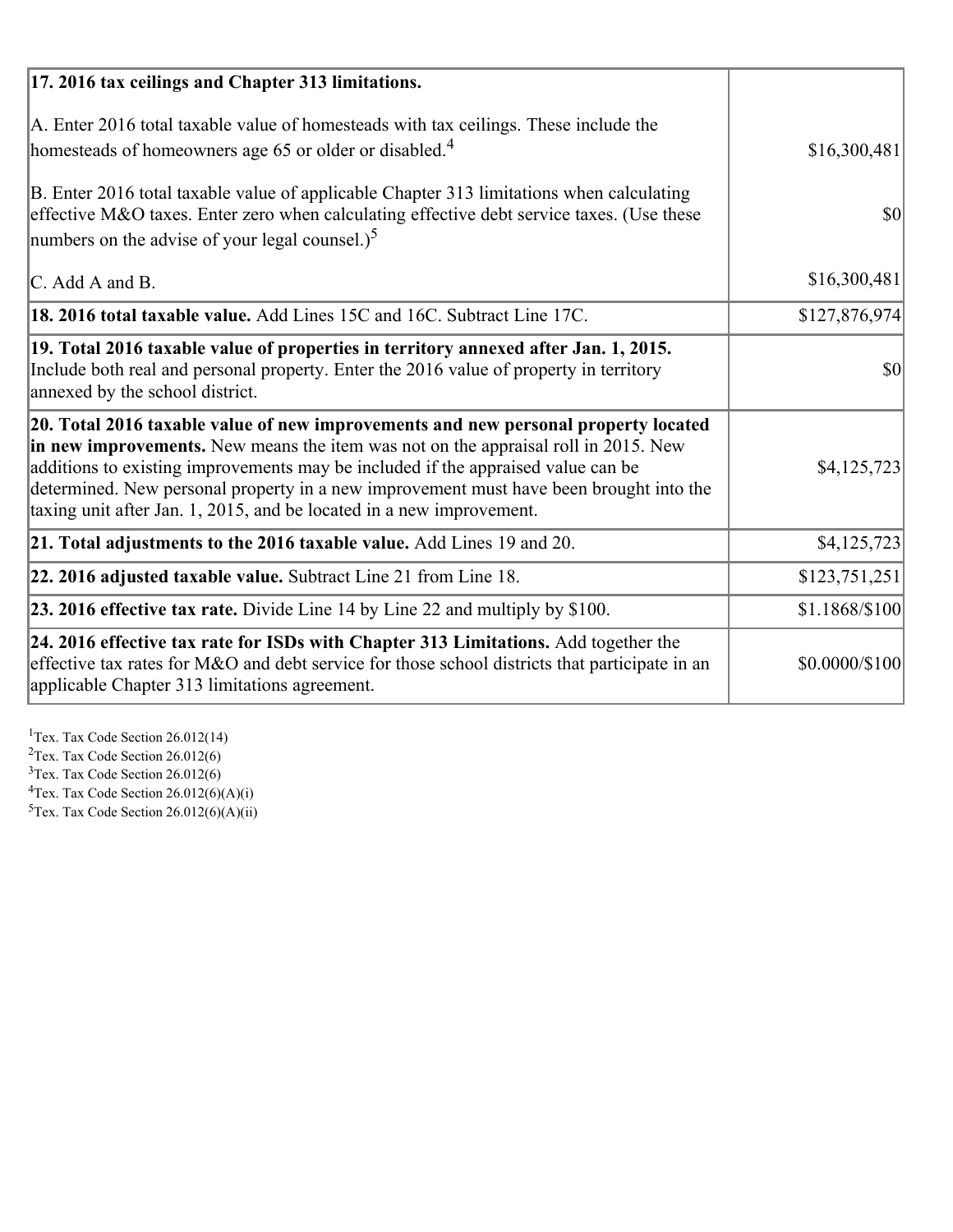| | |
|---|---|
| **17. 2016 tax ceilings and Chapter 313 limitations.** | |
| A. Enter 2016 total taxable value of homesteads with tax ceilings. These include the homesteads of homeowners age 65 or older or disabled.[4] | $16,300,481 |
| B. Enter 2016 total taxable value of applicable Chapter 313 limitations when calculating effective M&O taxes. Enter zero when calculating effective debt service taxes. (Use these numbers on the advise of your legal counsel.)[5] | $0 |
| C. Add A and B. | $16,300,481 |
| **18. 2016 total taxable value.** Add Lines 15C and 16C. Subtract Line 17C. | $127,876,974 |
| **19. Total 2016 taxable value of properties in territory annexed after Jan. 1, 2015.** Include both real and personal property. Enter the 2016 value of property in territory annexed by the school district. | $0 |
| **20. Total 2016 taxable value of new improvements and new personal property located in new improvements.** New means the item was not on the appraisal roll in 2015. New additions to existing improvements may be included if the appraised value can be determined. New personal property in a new improvement must have been brought into the taxing unit after Jan. 1, 2015, and be located in a new improvement. | $4,125,723 |
| **21. Total adjustments to the 2016 taxable value.** Add Lines 19 and 20. | $4,125,723 |
| **22. 2016 adjusted taxable value.** Subtract Line 21 from Line 18. | $123,751,251 |
| **23. 2016 effective tax rate.** Divide Line 14 by Line 22 and multiply by $100. | $1.1868/$100 |
| **24. 2016 effective tax rate for ISDs with Chapter 313 Limitations.** Add together the effective tax rates for M&O and debt service for those school districts that participate in an applicable Chapter 313 limitations agreement. | $0.0000/$100 |

[1]Tex. Tax Code Section 26.012(14)
[2]Tex. Tax Code Section 26.012(6)
[3]Tex. Tax Code Section 26.012(6)
[4]Tex. Tax Code Section 26.012(6)(A)(i)
[5]Tex. Tax Code Section 26.012(6)(A)(ii)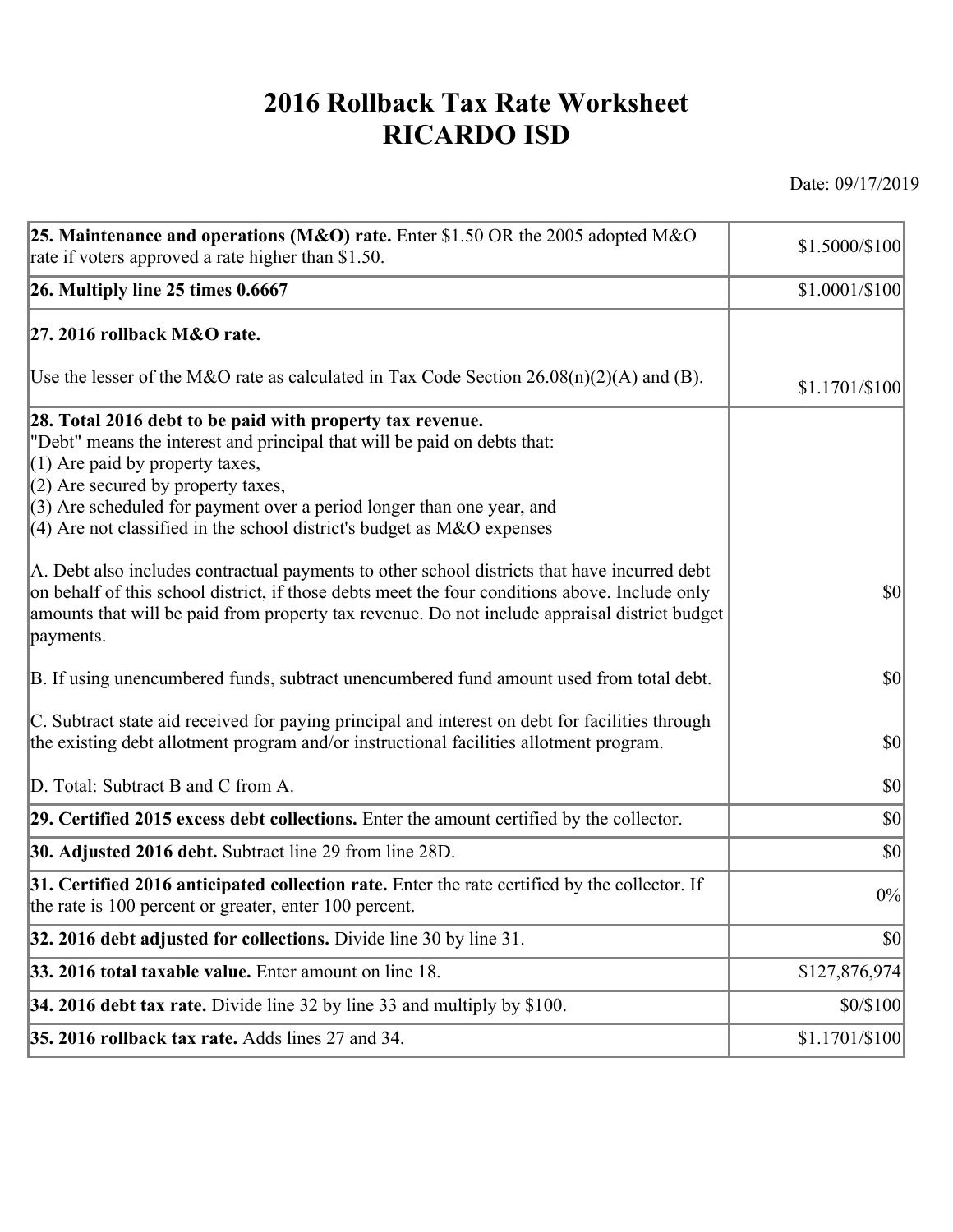# 2016 Rollback Tax Rate Worksheet
# RICARDO ISD

Date: 09/17/2019

| | |
|---|---|
| **25. Maintenance and operations (M&O) rate.** Enter $1.50 OR the 2005 adopted M&O rate if voters approved a rate higher than $1.50. | $1.5000/$100 |
| **26. Multiply line 25 times 0.6667** | $1.0001/$100 |
| **27. 2016 rollback M&O rate.**<br><br>Use the lesser of the M&O rate as calculated in Tax Code Section 26.08(n)(2)(A) and (B). | $1.1701/$100 |
| **28. Total 2016 debt to be paid with property tax revenue.**<br>"Debt" means the interest and principal that will be paid on debts that:<br>(1) Are paid by property taxes,<br>(2) Are secured by property taxes,<br>(3) Are scheduled for payment over a period longer than one year, and<br>(4) Are not classified in the school district's budget as M&O expenses<br><br>A. Debt also includes contractual payments to other school districts that have incurred debt on behalf of this school district, if those debts meet the four conditions above. Include only amounts that will be paid from property tax revenue. Do not include appraisal district budget payments. | $0 |
| B. If using unencumbered funds, subtract unencumbered fund amount used from total debt. | $0 |
| C. Subtract state aid received for paying principal and interest on debt for facilities through the existing debt allotment program and/or instructional facilities allotment program. | $0 |
| D. Total: Subtract B and C from A. | $0 |
| **29. Certified 2015 excess debt collections.** Enter the amount certified by the collector. | $0 |
| **30. Adjusted 2016 debt.** Subtract line 29 from line 28D. | $0 |
| **31. Certified 2016 anticipated collection rate.** Enter the rate certified by the collector. If the rate is 100 percent or greater, enter 100 percent. | 0% |
| **32. 2016 debt adjusted for collections.** Divide line 30 by line 31. | $0 |
| **33. 2016 total taxable value.** Enter amount on line 18. | $127,876,974 |
| **34. 2016 debt tax rate.** Divide line 32 by line 33 and multiply by $100. | $0/$100 |
| **35. 2016 rollback tax rate.** Adds lines 27 and 34. | $1.1701/$100 |